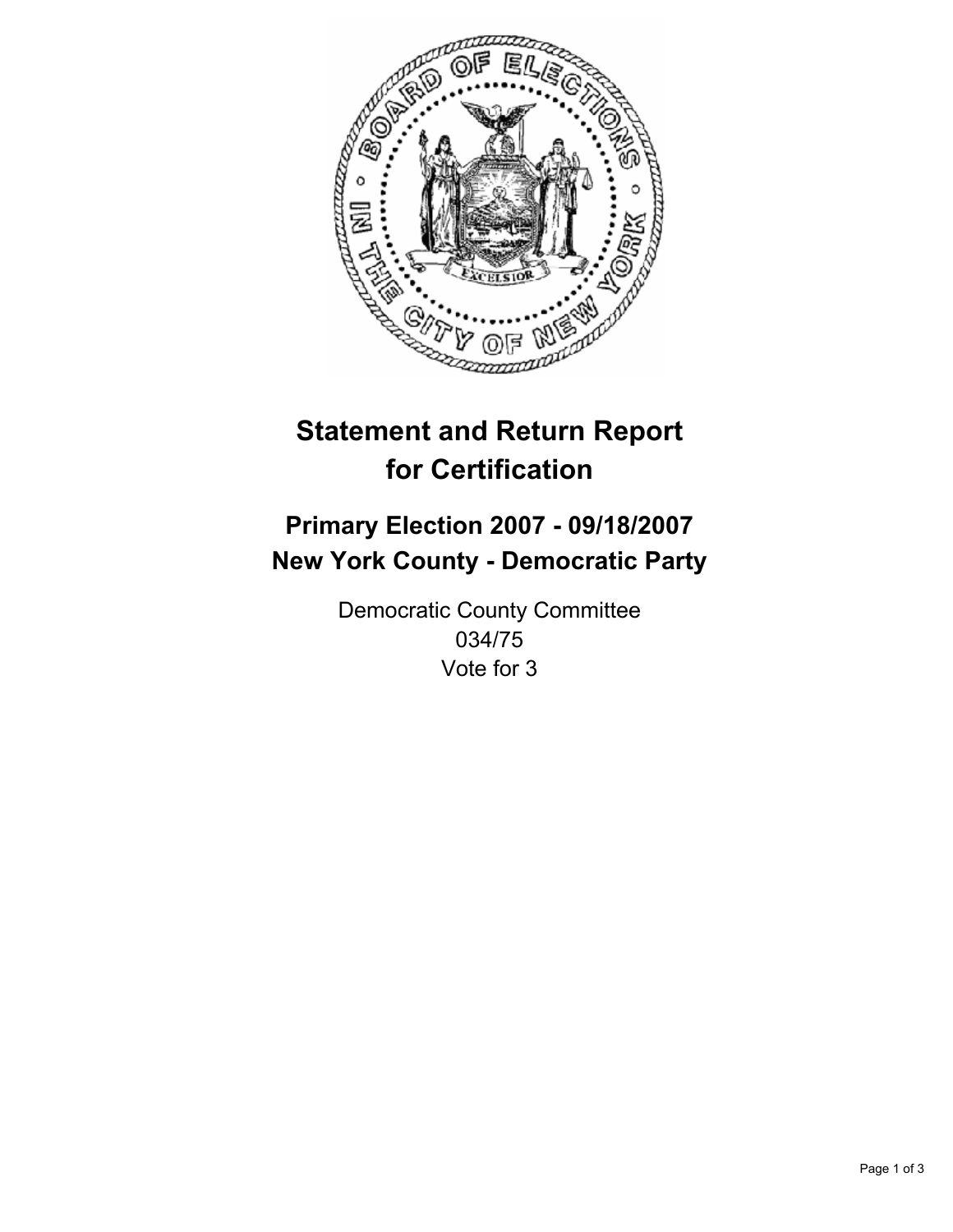# Statement and Return Report for Certification

## Primary Election 2007 - 09/18/2007
## New York County - Democratic Party

Democratic County Committee
034/75
Vote for 3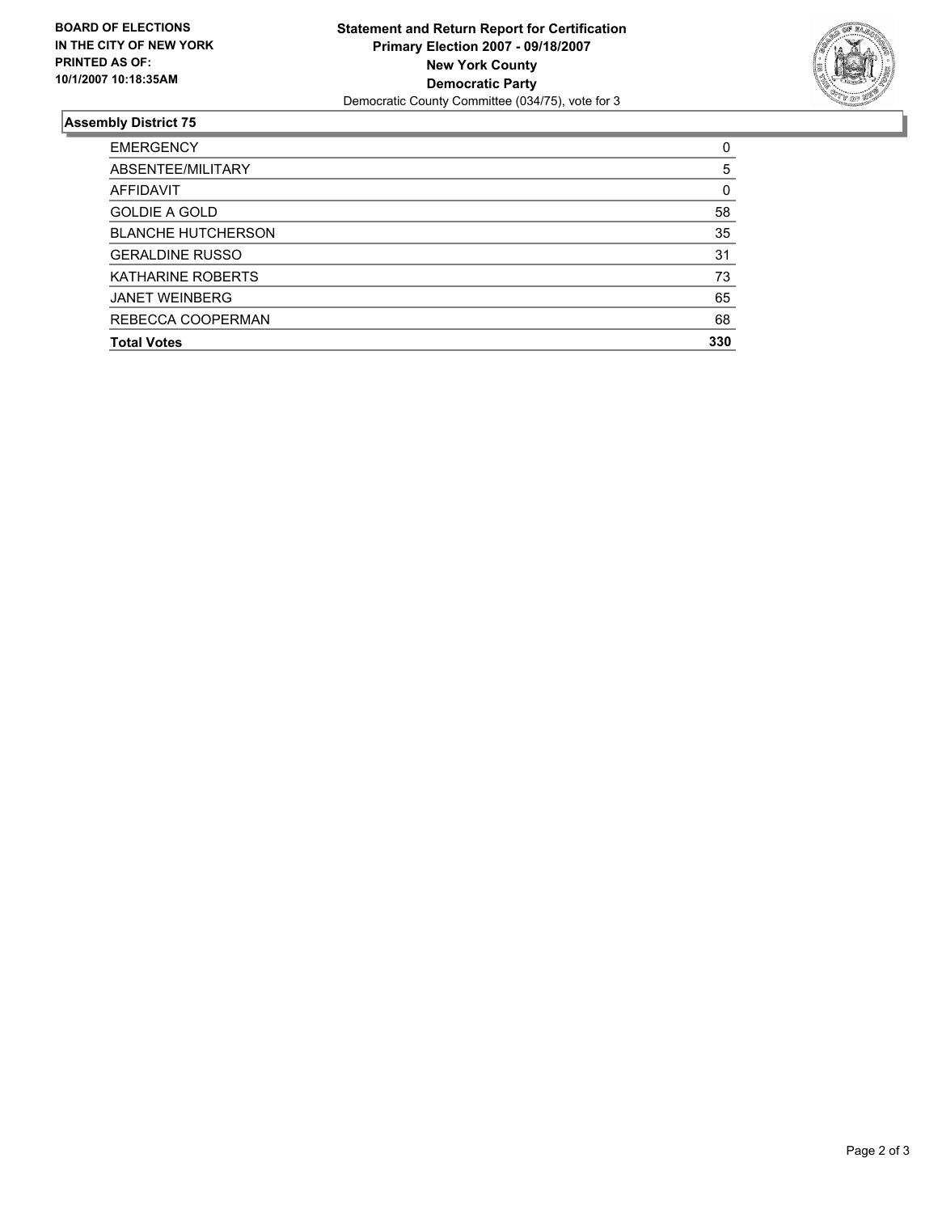**BOARD OF ELECTIONS IN THE CITY OF NEW YORK PRINTED AS OF: 10/1/2007 10:18:35AM**

**Statement and Return Report for Certification**
**Primary Election 2007 - 09/18/2007**
**New York County**
**Democratic Party**
Democratic County Committee (034/75), vote for 3

## Assembly District 75

| | |
|---|---|
| EMERGENCY | 0 |
| ABSENTEE/MILITARY | 5 |
| AFFIDAVIT | 0 |
| GOLDIE A GOLD | 58 |
| BLANCHE HUTCHERSON | 35 |
| GERALDINE RUSSO | 31 |
| KATHARINE ROBERTS | 73 |
| JANET WEINBERG | 65 |
| REBECCA COOPERMAN | 68 |
| **Total Votes** | **330** |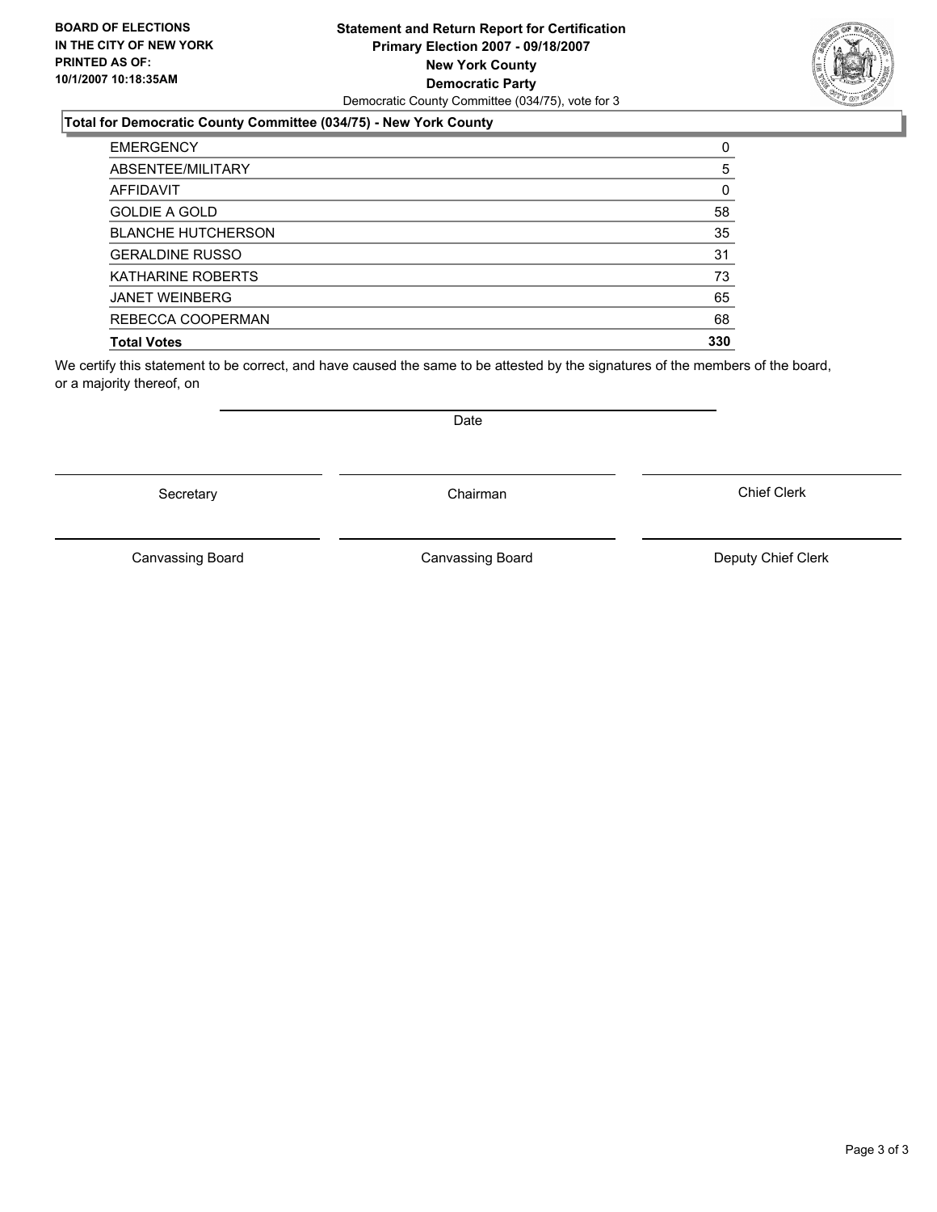**BOARD OF ELECTIONS IN THE CITY OF NEW YORK PRINTED AS OF: 10/1/2007 10:18:35AM**

**Statement and Return Report for Certification**
**Primary Election 2007 - 09/18/2007**
**New York County**
**Democratic Party**
Democratic County Committee (034/75), vote for 3

### Total for Democratic County Committee (034/75) - New York County

| | |
|---|---|
| EMERGENCY | 0 |
| ABSENTEE/MILITARY | 5 |
| AFFIDAVIT | 0 |
| GOLDIE A GOLD | 58 |
| BLANCHE HUTCHERSON | 35 |
| GERALDINE RUSSO | 31 |
| KATHARINE ROBERTS | 73 |
| JANET WEINBERG | 65 |
| REBECCA COOPERMAN | 68 |
| **Total Votes** | **330** |

We certify this statement to be correct, and have caused the same to be attested by the signatures of the members of the board, or a majority thereof, on

Date

Secretary

Chairman

Chief Clerk

Canvassing Board

Canvassing Board

Deputy Chief Clerk